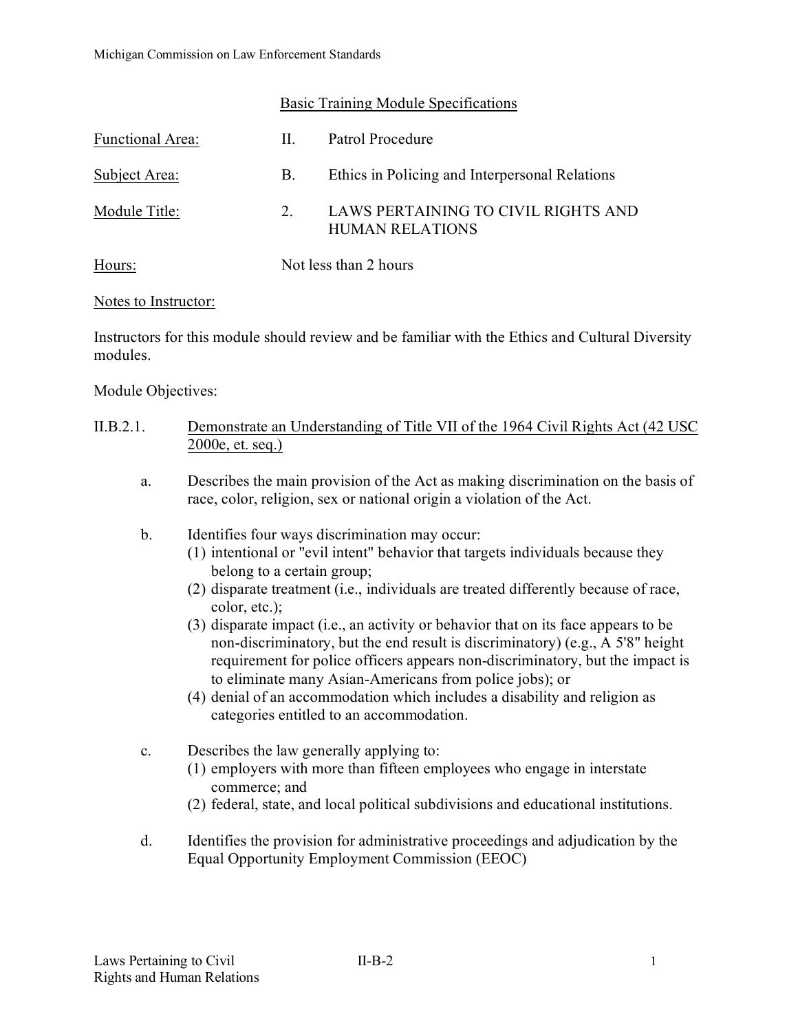Michigan Commission on Law Enforcement Standards

## Basic Training Module Specifications

| | | |
|---|---|---|
| Functional Area: | II. | Patrol Procedure |
| Subject Area: | B. | Ethics in Policing and Interpersonal Relations |
| Module Title: | 2. | LAWS PERTAINING TO CIVIL RIGHTS AND HUMAN RELATIONS |
| Hours: | Not less than 2 hours | |

Notes to Instructor:

Instructors for this module should review and be familiar with the Ethics and Cultural Diversity modules.

Module Objectives:

II.B.2.1. Demonstrate an Understanding of Title VII of the 1964 Civil Rights Act (42 USC 2000e, et. seq.)

a. Describes the main provision of the Act as making discrimination on the basis of race, color, religion, sex or national origin a violation of the Act.

b. Identifies four ways discrimination may occur:
   (1) intentional or "evil intent" behavior that targets individuals because they belong to a certain group;
   (2) disparate treatment (i.e., individuals are treated differently because of race, color, etc.);
   (3) disparate impact (i.e., an activity or behavior that on its face appears to be non-discriminatory, but the end result is discriminatory) (e.g., A 5'8" height requirement for police officers appears non-discriminatory, but the impact is to eliminate many Asian-Americans from police jobs); or
   (4) denial of an accommodation which includes a disability and religion as categories entitled to an accommodation.

c. Describes the law generally applying to:
   (1) employers with more than fifteen employees who engage in interstate commerce; and
   (2) federal, state, and local political subdivisions and educational institutions.

d. Identifies the provision for administrative proceedings and adjudication by the Equal Opportunity Employment Commission (EEOC)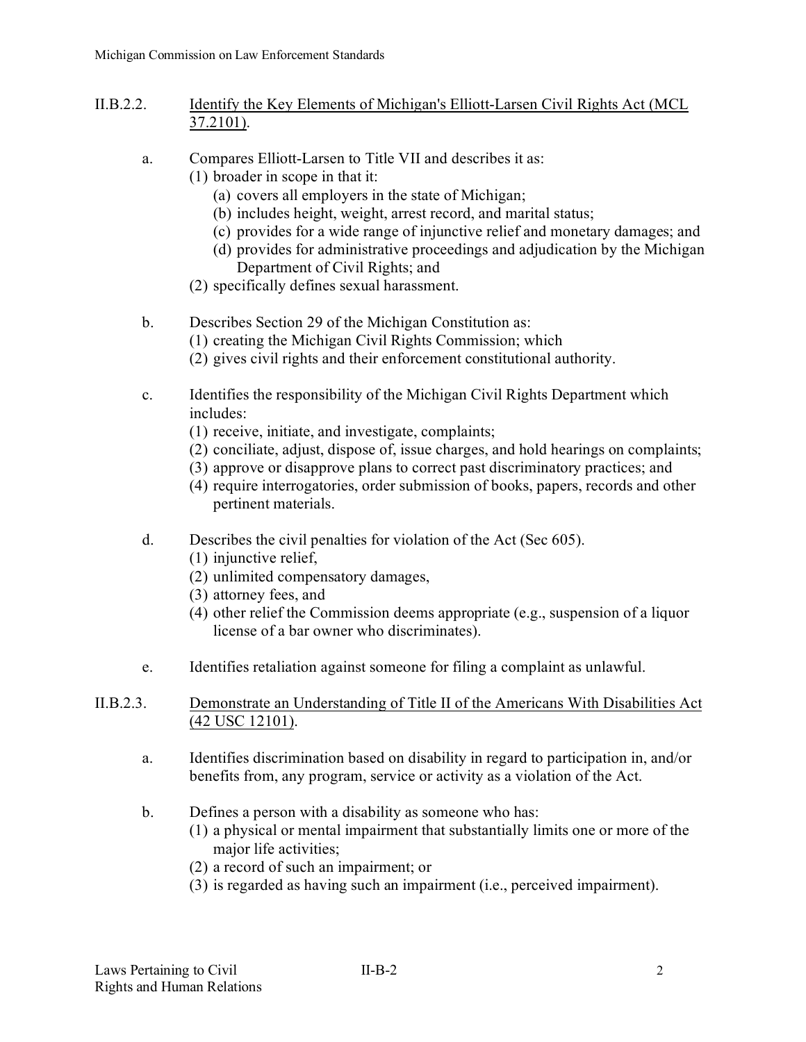II.B.2.2. Identify the Key Elements of Michigan's Elliott-Larsen Civil Rights Act (MCL 37.2101).

a. Compares Elliott-Larsen to Title VII and describes it as:
   (1) broader in scope in that it:
      (a) covers all employers in the state of Michigan;
      (b) includes height, weight, arrest record, and marital status;
      (c) provides for a wide range of injunctive relief and monetary damages; and
      (d) provides for administrative proceedings and adjudication by the Michigan Department of Civil Rights; and
   (2) specifically defines sexual harassment.

b. Describes Section 29 of the Michigan Constitution as:
   (1) creating the Michigan Civil Rights Commission; which
   (2) gives civil rights and their enforcement constitutional authority.

c. Identifies the responsibility of the Michigan Civil Rights Department which includes:
   (1) receive, initiate, and investigate, complaints;
   (2) conciliate, adjust, dispose of, issue charges, and hold hearings on complaints;
   (3) approve or disapprove plans to correct past discriminatory practices; and
   (4) require interrogatories, order submission of books, papers, records and other pertinent materials.

d. Describes the civil penalties for violation of the Act (Sec 605).
   (1) injunctive relief,
   (2) unlimited compensatory damages,
   (3) attorney fees, and
   (4) other relief the Commission deems appropriate (e.g., suspension of a liquor license of a bar owner who discriminates).

e. Identifies retaliation against someone for filing a complaint as unlawful.

II.B.2.3. Demonstrate an Understanding of Title II of the Americans With Disabilities Act (42 USC 12101).

a. Identifies discrimination based on disability in regard to participation in, and/or benefits from, any program, service or activity as a violation of the Act.

b. Defines a person with a disability as someone who has:
   (1) a physical or mental impairment that substantially limits one or more of the major life activities;
   (2) a record of such an impairment; or
   (3) is regarded as having such an impairment (i.e., perceived impairment).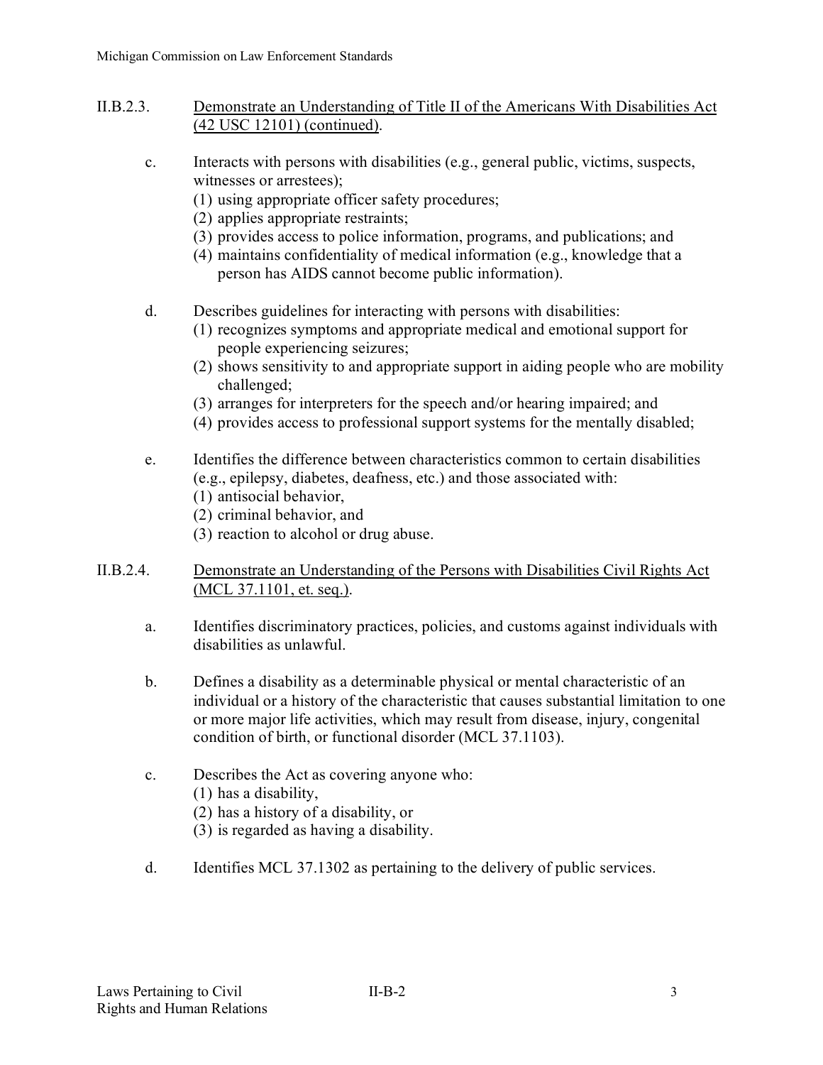## II.B.2.3. Demonstrate an Understanding of Title II of the Americans With Disabilities Act (42 USC 12101) (continued).

c. Interacts with persons with disabilities (e.g., general public, victims, suspects, witnesses or arrestees);
   (1) using appropriate officer safety procedures;
   (2) applies appropriate restraints;
   (3) provides access to police information, programs, and publications; and
   (4) maintains confidentiality of medical information (e.g., knowledge that a person has AIDS cannot become public information).

d. Describes guidelines for interacting with persons with disabilities:
   (1) recognizes symptoms and appropriate medical and emotional support for people experiencing seizures;
   (2) shows sensitivity to and appropriate support in aiding people who are mobility challenged;
   (3) arranges for interpreters for the speech and/or hearing impaired; and
   (4) provides access to professional support systems for the mentally disabled;

e. Identifies the difference between characteristics common to certain disabilities (e.g., epilepsy, diabetes, deafness, etc.) and those associated with:
   (1) antisocial behavior,
   (2) criminal behavior, and
   (3) reaction to alcohol or drug abuse.

## II.B.2.4. Demonstrate an Understanding of the Persons with Disabilities Civil Rights Act (MCL 37.1101, et. seq.).

a. Identifies discriminatory practices, policies, and customs against individuals with disabilities as unlawful.

b. Defines a disability as a determinable physical or mental characteristic of an individual or a history of the characteristic that causes substantial limitation to one or more major life activities, which may result from disease, injury, congenital condition of birth, or functional disorder (MCL 37.1103).

c. Describes the Act as covering anyone who:
   (1) has a disability,
   (2) has a history of a disability, or
   (3) is regarded as having a disability.

d. Identifies MCL 37.1302 as pertaining to the delivery of public services.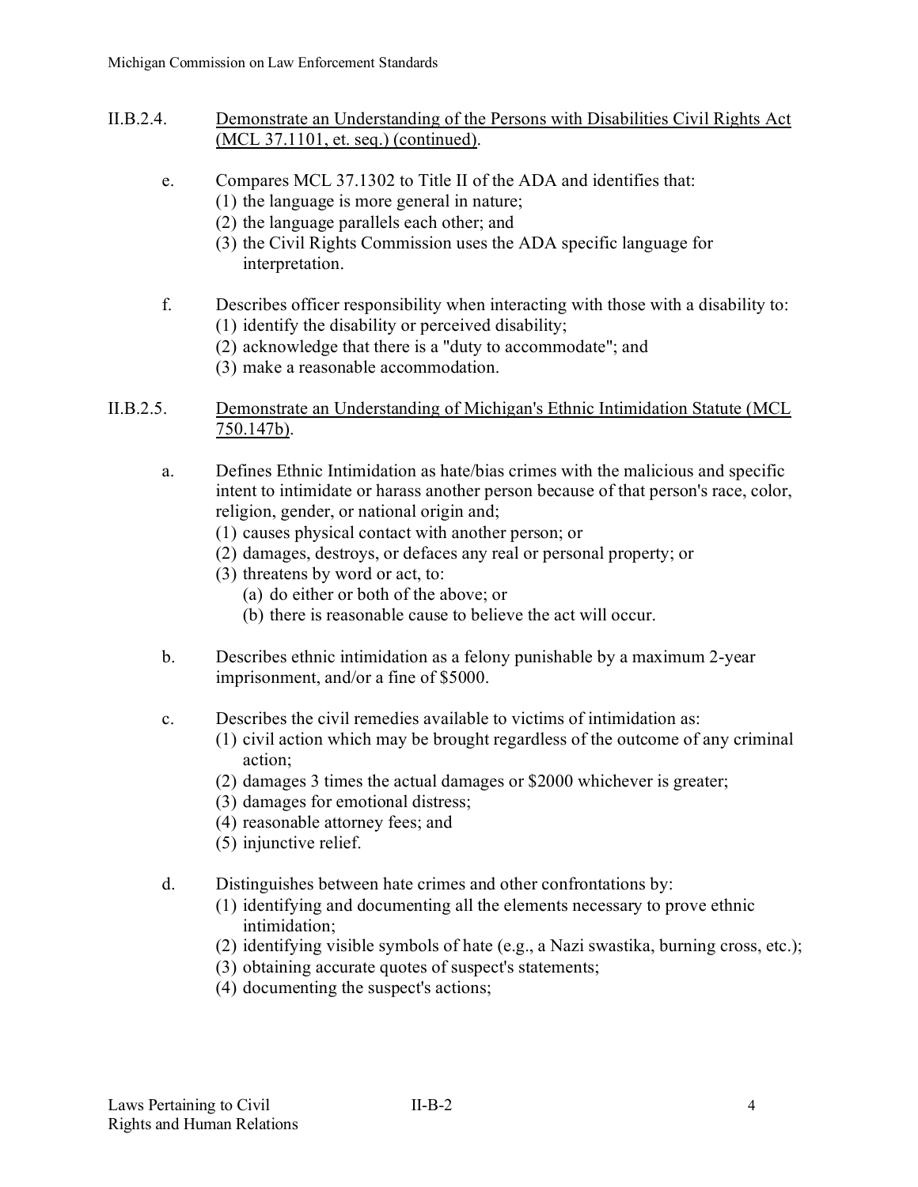## II.B.2.4. <u>Demonstrate an Understanding of the Persons with Disabilities Civil Rights Act (MCL 37.1101, et. seq.) (continued)</u>.

e. Compares MCL 37.1302 to Title II of the ADA and identifies that:
   (1) the language is more general in nature;
   (2) the language parallels each other; and
   (3) the Civil Rights Commission uses the ADA specific language for interpretation.

f. Describes officer responsibility when interacting with those with a disability to:
   (1) identify the disability or perceived disability;
   (2) acknowledge that there is a "duty to accommodate"; and
   (3) make a reasonable accommodation.

## II.B.2.5. <u>Demonstrate an Understanding of Michigan's Ethnic Intimidation Statute (MCL 750.147b)</u>.

a. Defines Ethnic Intimidation as hate/bias crimes with the malicious and specific intent to intimidate or harass another person because of that person's race, color, religion, gender, or national origin and;
   (1) causes physical contact with another person; or
   (2) damages, destroys, or defaces any real or personal property; or
   (3) threatens by word or act, to:
      (a) do either or both of the above; or
      (b) there is reasonable cause to believe the act will occur.

b. Describes ethnic intimidation as a felony punishable by a maximum 2-year imprisonment, and/or a fine of $5000.

c. Describes the civil remedies available to victims of intimidation as:
   (1) civil action which may be brought regardless of the outcome of any criminal action;
   (2) damages 3 times the actual damages or $2000 whichever is greater;
   (3) damages for emotional distress;
   (4) reasonable attorney fees; and
   (5) injunctive relief.

d. Distinguishes between hate crimes and other confrontations by:
   (1) identifying and documenting all the elements necessary to prove ethnic intimidation;
   (2) identifying visible symbols of hate (e.g., a Nazi swastika, burning cross, etc.);
   (3) obtaining accurate quotes of suspect's statements;
   (4) documenting the suspect's actions;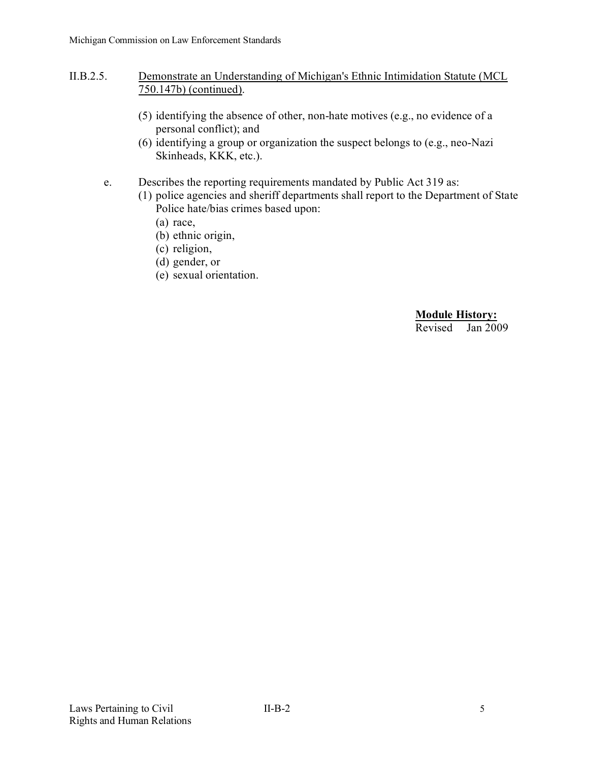II.B.2.5. <u>Demonstrate an Understanding of Michigan's Ethnic Intimidation Statute (MCL 750.147b) (continued)</u>.

(5) identifying the absence of other, non-hate motives (e.g., no evidence of a personal conflict); and
(6) identifying a group or organization the suspect belongs to (e.g., neo-Nazi Skinheads, KKK, etc.).

e. Describes the reporting requirements mandated by Public Act 319 as:
   (1) police agencies and sheriff departments shall report to the Department of State Police hate/bias crimes based upon:
      (a) race,
      (b) ethnic origin,
      (c) religion,
      (d) gender, or
      (e) sexual orientation.

**<u>Module History:</u>**
Revised Jan 2009